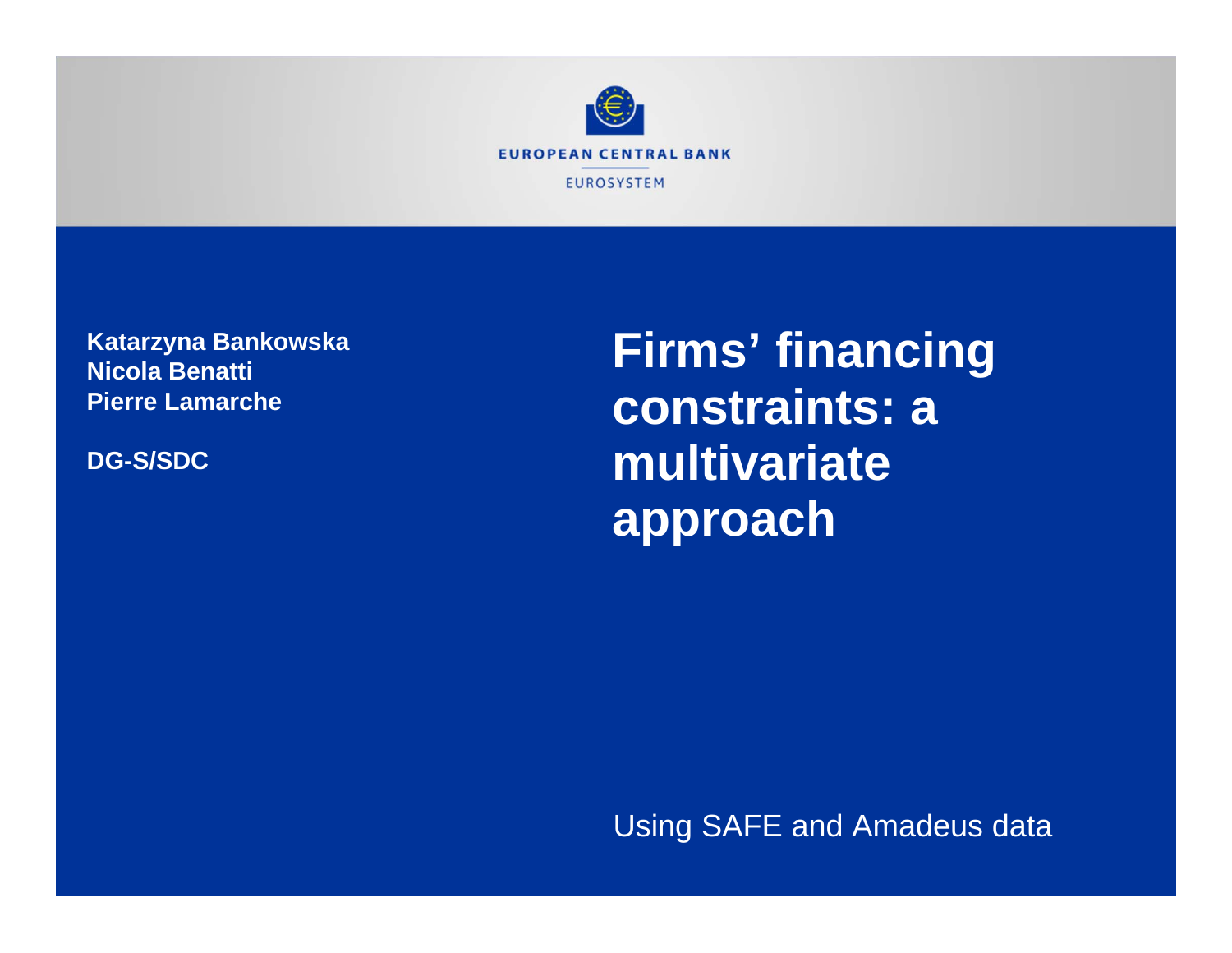EUROPEAN CENTRAL BANK

EUROSYSTEM

**Katarzyna Bankowska**
**Nicola Benatti**
**Pierre Lamarche**

**DG-S/SDC**

# Firms' financing constraints: a multivariate approach

Using SAFE and Amadeus data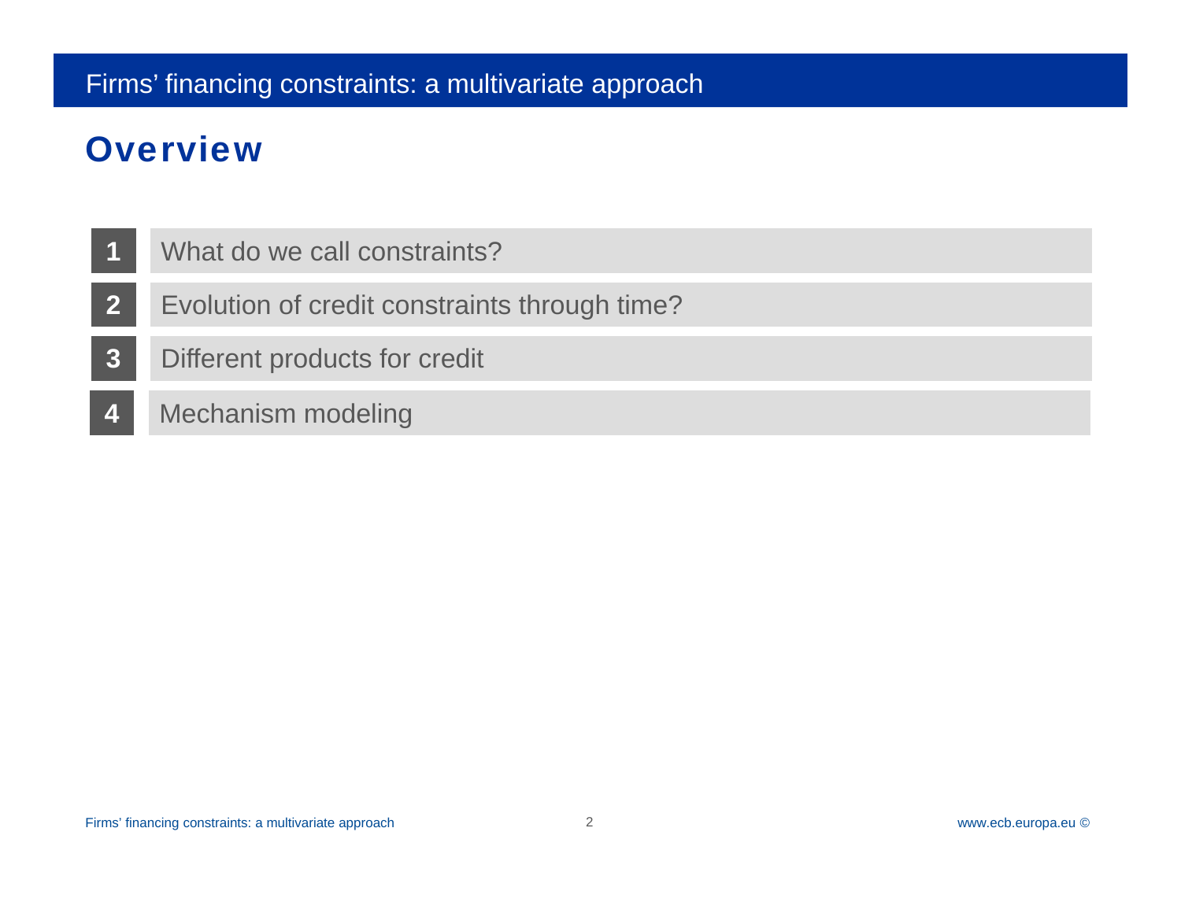## Overview

1. What do we call constraints?
2. Evolution of credit constraints through time?
3. Different products for credit
4. Mechanism modeling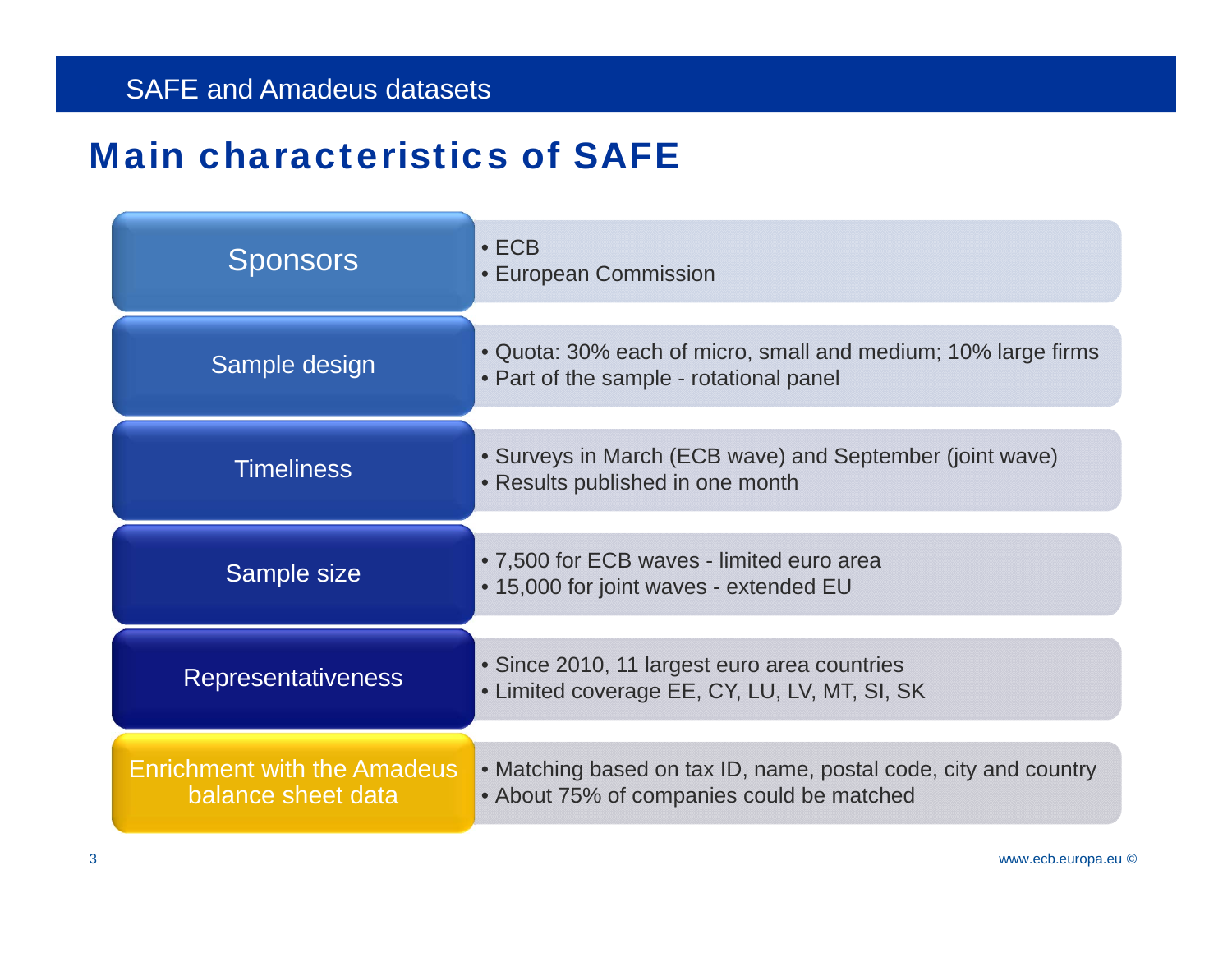# SAFE and Amadeus datasets

## Main characteristics of SAFE

| | |
|---|---|
| Sponsors | • ECB<br>• European Commission |
| Sample design | • Quota: 30% each of micro, small and medium; 10% large firms<br>• Part of the sample - rotational panel |
| Timeliness | • Surveys in March (ECB wave) and September (joint wave)<br>• Results published in one month |
| Sample size | • 7,500 for ECB waves - limited euro area<br>• 15,000 for joint waves - extended EU |
| Representativeness | • Since 2010, 11 largest euro area countries<br>• Limited coverage EE, CY, LU, LV, MT, SI, SK |
| Enrichment with the Amadeus balance sheet data | • Matching based on tax ID, name, postal code, city and country<br>• About 75% of companies could be matched |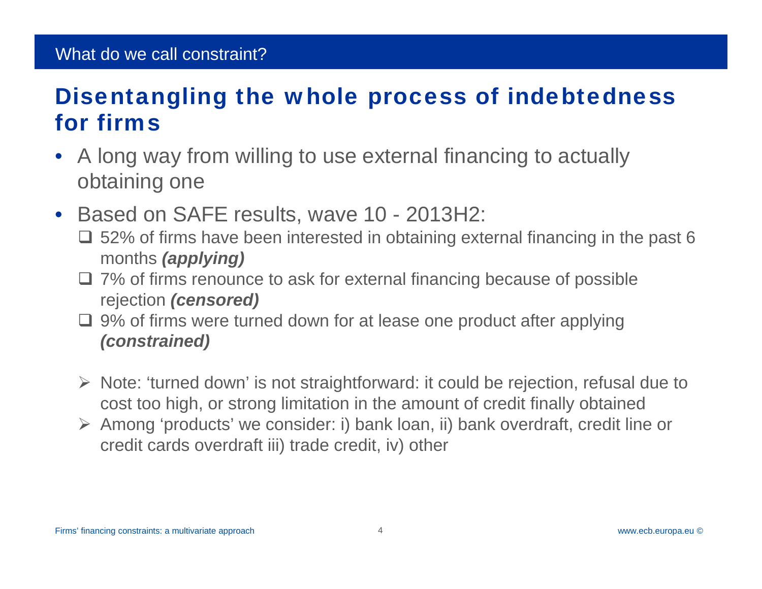## What do we call constraint?

# Disentangling the whole process of indebtedness for firms

- A long way from willing to use external financing to actually obtaining one
- Based on SAFE results, wave 10 - 2013H2:
  - 52% of firms have been interested in obtaining external financing in the past 6 months ***(applying)***
  - 7% of firms renounce to ask for external financing because of possible rejection ***(censored)***
  - 9% of firms were turned down for at lease one product after applying ***(constrained)***

  - Note: 'turned down' is not straightforward: it could be rejection, refusal due to cost too high, or strong limitation in the amount of credit finally obtained
  - Among 'products' we consider: i) bank loan, ii) bank overdraft, credit line or credit cards overdraft iii) trade credit, iv) other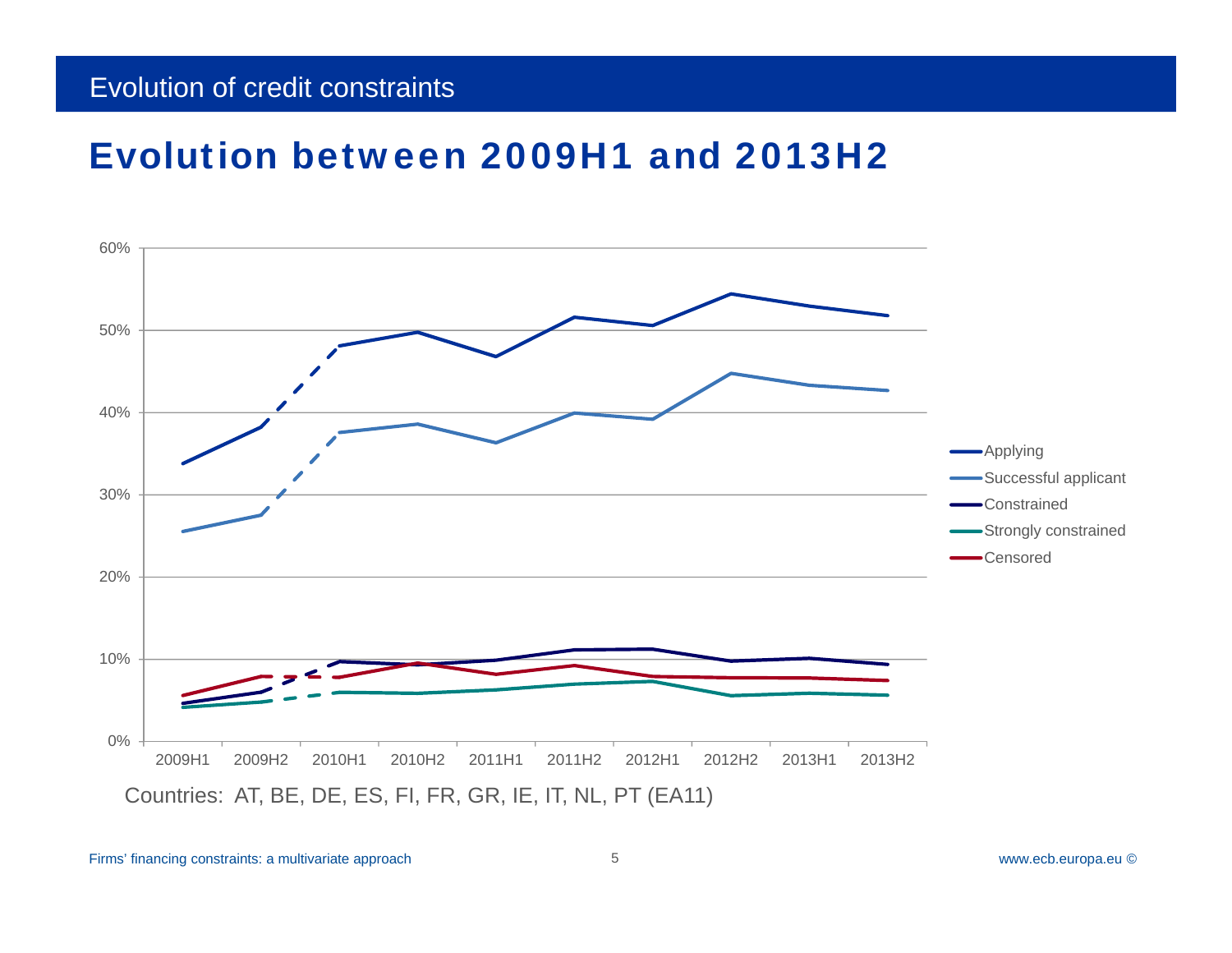# Evolution of credit constraints

## Evolution between 2009H1 and 2013H2

Countries: AT, BE, DE, ES, FI, FR, GR, IE, IT, NL, PT (EA11)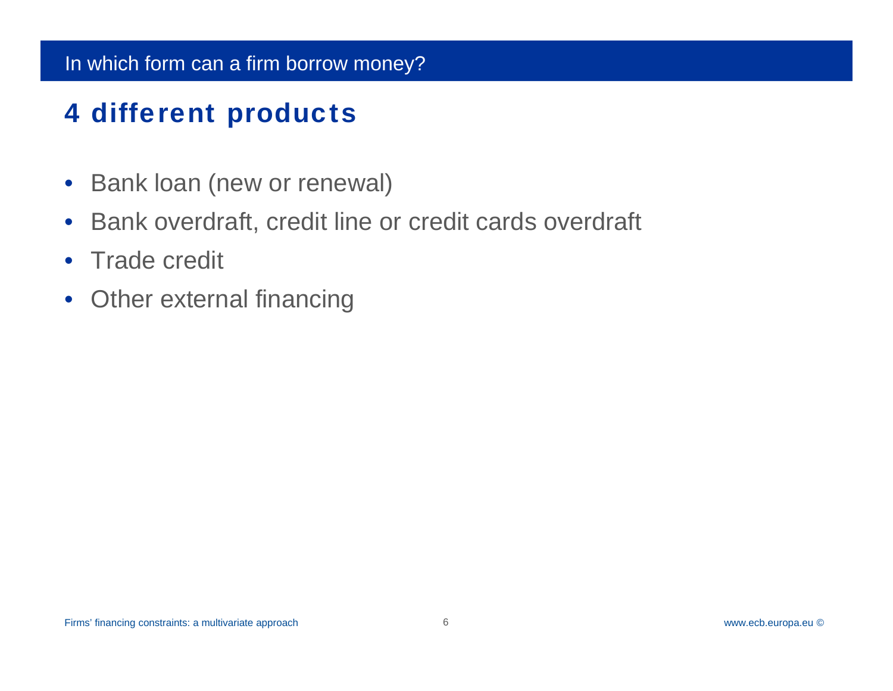In which form can a firm borrow money?

## 4 different products

- Bank loan (new or renewal)
- Bank overdraft, credit line or credit cards overdraft
- Trade credit
- Other external financing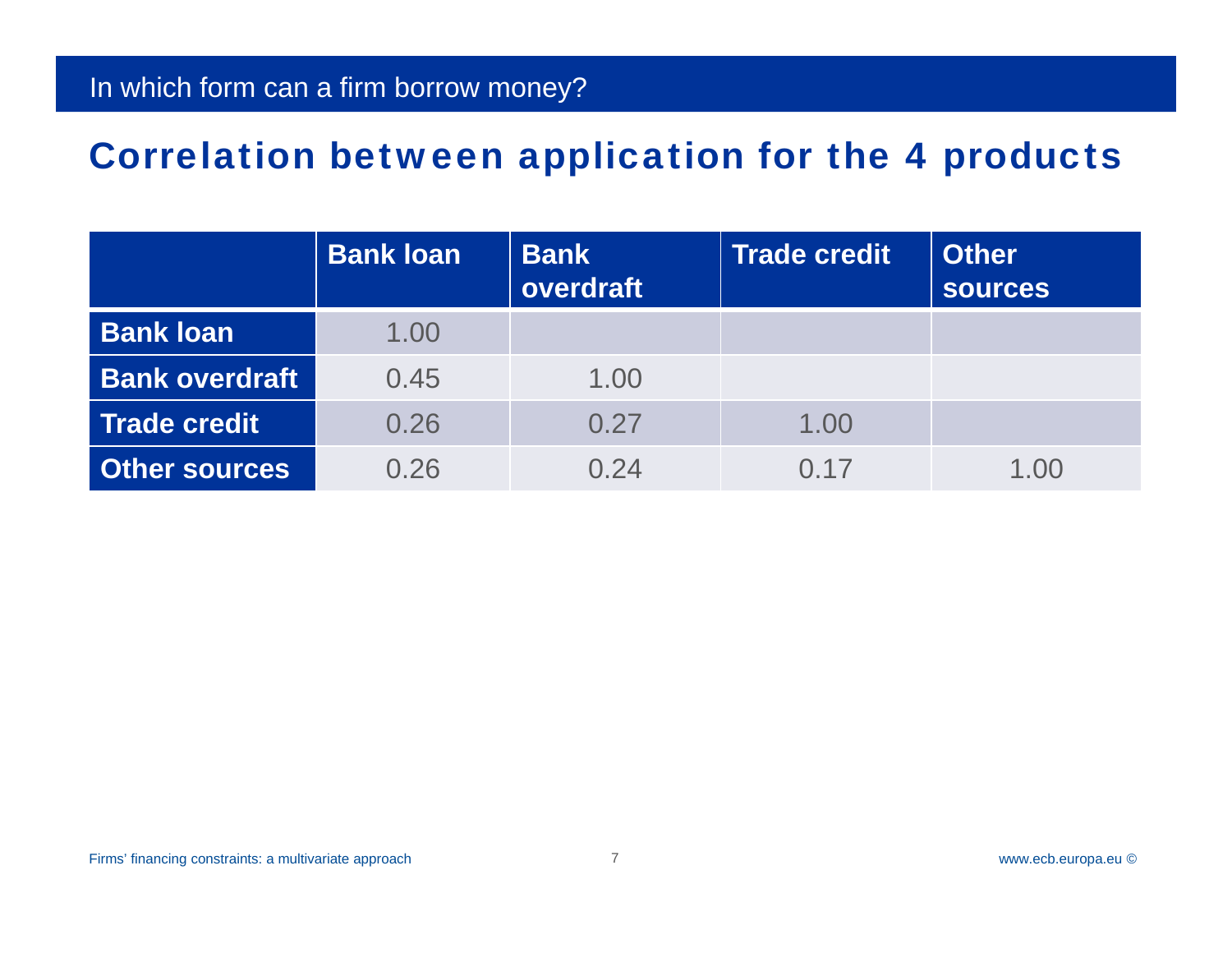In which form can a firm borrow money?

# Correlation between application for the 4 products

| | Bank loan | Bank overdraft | Trade credit | Other sources |
|---|---|---|---|---|
| **Bank loan** | 1.00 | | | |
| **Bank overdraft** | 0.45 | 1.00 | | |
| **Trade credit** | 0.26 | 0.27 | 1.00 | |
| **Other sources** | 0.26 | 0.24 | 0.17 | 1.00 |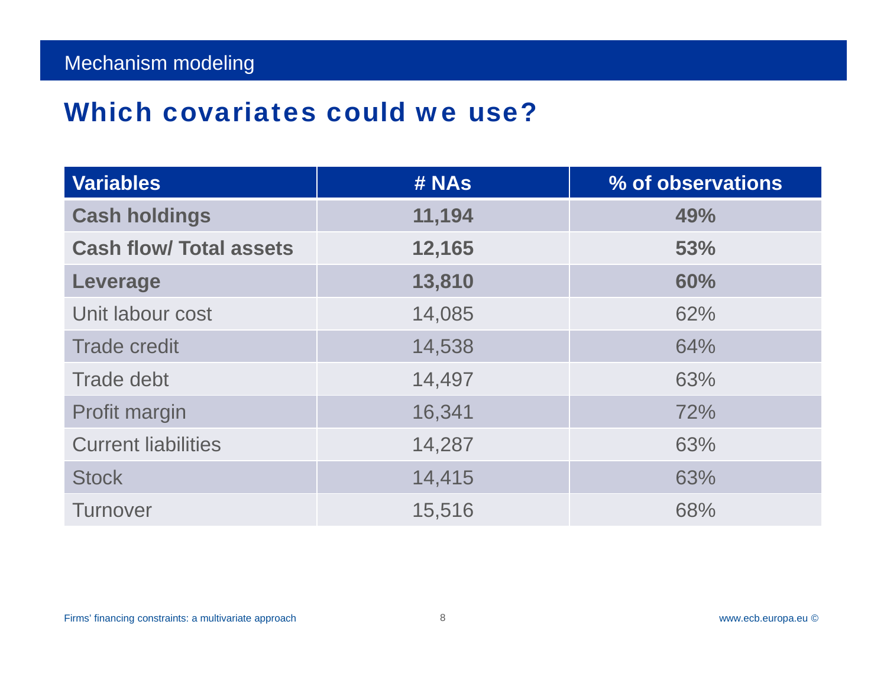## Mechanism modeling

# Which covariates could we use?

| Variables | # NAs | % of observations |
|---|---|---|
| **Cash holdings** | **11,194** | **49%** |
| **Cash flow/ Total assets** | **12,165** | **53%** |
| **Leverage** | **13,810** | **60%** |
| Unit labour cost | 14,085 | 62% |
| Trade credit | 14,538 | 64% |
| Trade debt | 14,497 | 63% |
| Profit margin | 16,341 | 72% |
| Current liabilities | 14,287 | 63% |
| Stock | 14,415 | 63% |
| Turnover | 15,516 | 68% |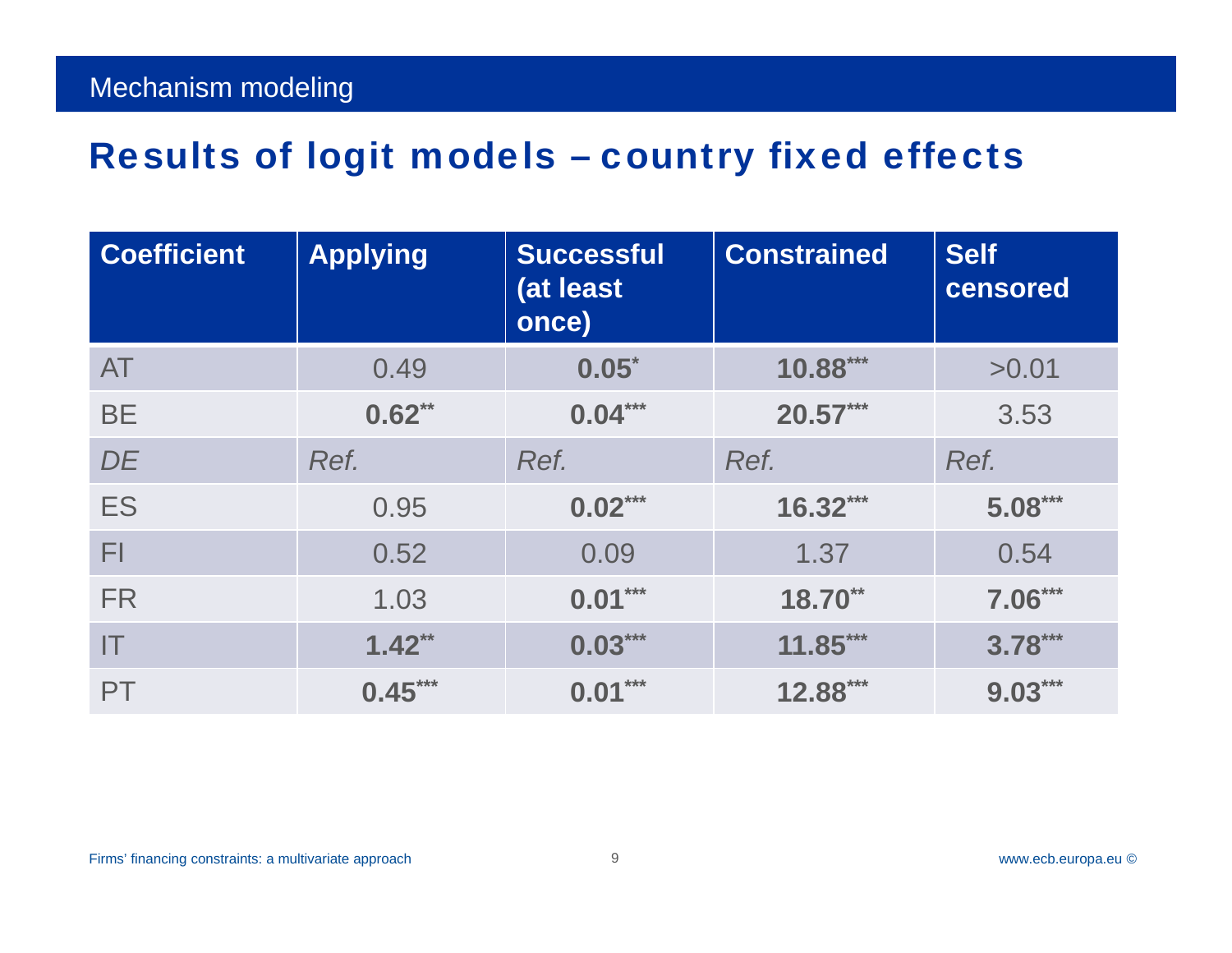# Mechanism modeling

## Results of logit models – country fixed effects

| Coefficient | Applying | Successful (at least once) | Constrained | Self censored |
|---|---|---|---|---|
| AT | 0.49 | **0.05*** | **10.88**** | >0.01 |
| BE | **0.62**** | **0.04***** | **20.57***** | 3.53 |
| *DE* | *Ref.* | *Ref.* | *Ref.* | *Ref.* |
| ES | 0.95 | **0.02***** | **16.32***** | **5.08***** |
| FI | 0.52 | 0.09 | 1.37 | 0.54 |
| FR | 1.03 | **0.01***** | **18.70**** | **7.06***** |
| IT | **1.42**** | **0.03***** | **11.85***** | **3.78***** |
| PT | **0.45***** | **0.01***** | **12.88***** | **9.03***** |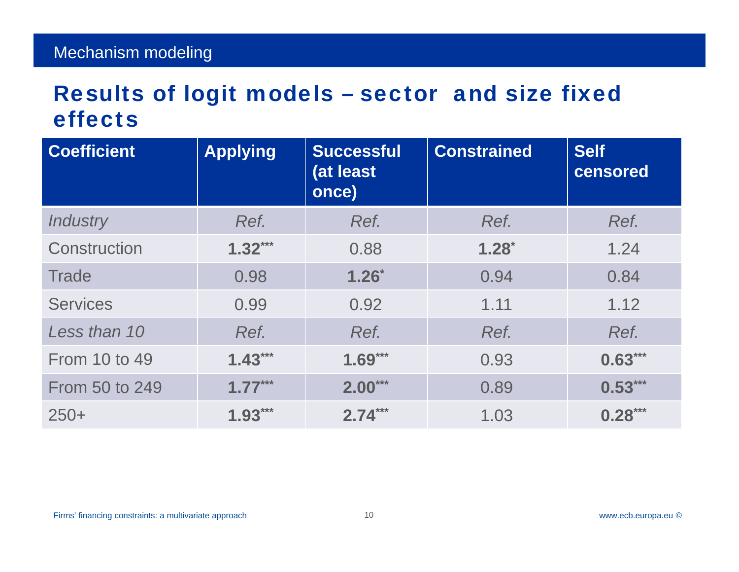Mechanism modeling

## Results of logit models – sector and size fixed effects

| Coefficient | Applying | Successful (at least once) | Constrained | Self censored |
|---|---|---|---|---|
| *Industry* | *Ref.* | *Ref.* | *Ref.* | *Ref.* |
| Construction | **1.32*** ** | 0.88 | **1.28* ** | 1.24 |
| Trade | 0.98 | **1.26* ** | 0.94 | 0.84 |
| Services | 0.99 | 0.92 | 1.11 | 1.12 |
| *Less than 10* | *Ref.* | *Ref.* | *Ref.* | *Ref.* |
| From 10 to 49 | **1.43*** ** | **1.69*** ** | 0.93 | **0.63*** ** |
| From 50 to 249 | **1.77*** ** | **2.00*** ** | 0.89 | **0.53*** ** |
| 250+ | **1.93*** ** | **2.74*** ** | 1.03 | **0.28*** ** |

Firms' financing constraints: a multivariate approach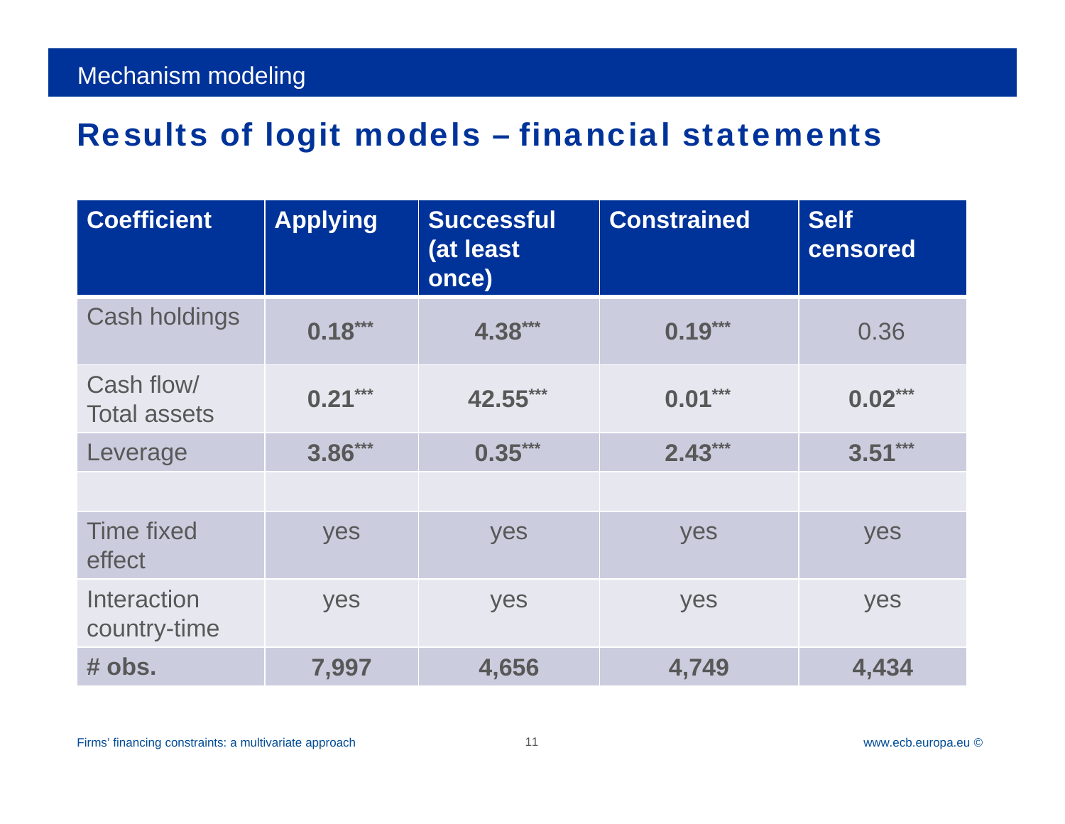## Mechanism modeling

# Results of logit models – financial statements

| Coefficient | Applying | Successful (at least once) | Constrained | Self censored |
|---|---|---|---|---|
| Cash holdings | **0.18*** ** | **4.38*** ** | **0.19*** ** | 0.36 |
| Cash flow/ Total assets | **0.21*** ** | **42.55*** ** | **0.01*** ** | **0.02*** ** |
| Leverage | **3.86*** ** | **0.35*** ** | **2.43*** ** | **3.51*** ** |
| | | | | |
| Time fixed effect | yes | yes | yes | yes |
| Interaction country-time | yes | yes | yes | yes |
| **# obs.** | **7,997** | **4,656** | **4,749** | **4,434** |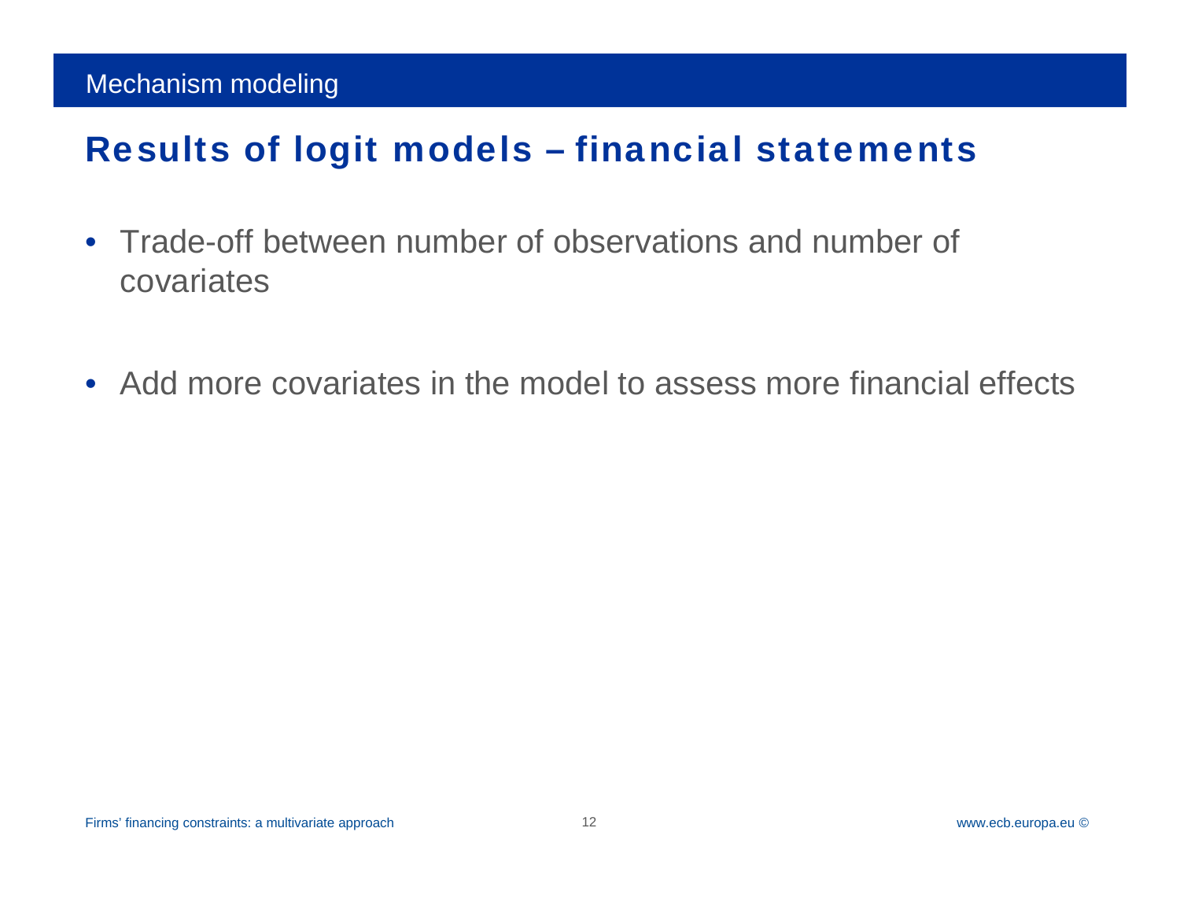Mechanism modeling

# Results of logit models – financial statements

- Trade-off between number of observations and number of covariates
- Add more covariates in the model to assess more financial effects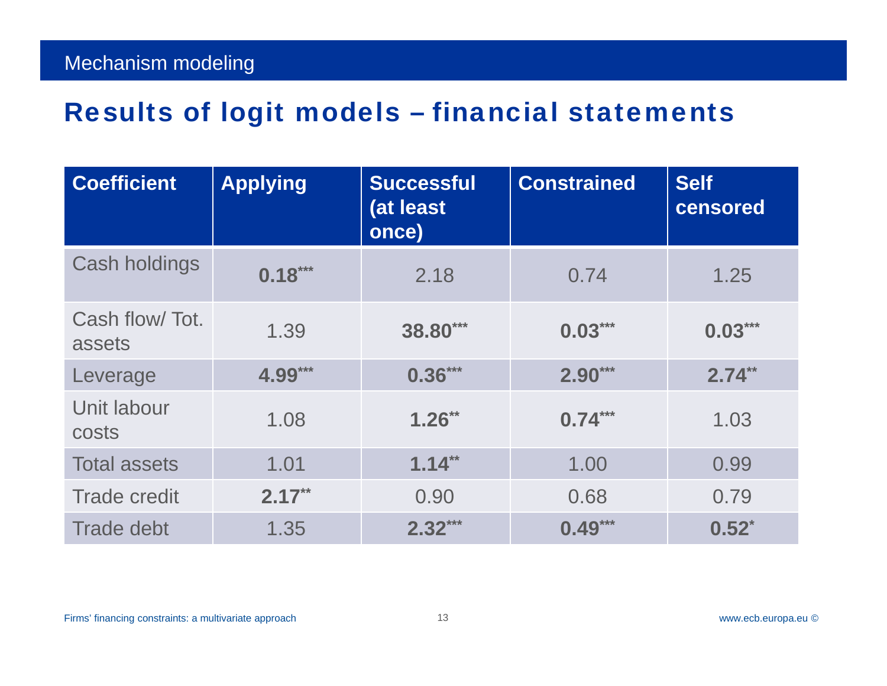Mechanism modeling

# Results of logit models – financial statements

| Coefficient | Applying | Successful (at least once) | Constrained | Self censored |
|---|---|---|---|---|
| Cash holdings | **0.18*** ** | 2.18 | 0.74 | 1.25 |
| Cash flow/ Tot. assets | 1.39 | **38.80*** ** | **0.03*** ** | **0.03*** ** |
| Leverage | **4.99*** ** | **0.36*** ** | **2.90*** ** | **2.74** ** |
| Unit labour costs | 1.08 | **1.26** ** | **0.74*** ** | 1.03 |
| Total assets | 1.01 | **1.14** ** | 1.00 | 0.99 |
| Trade credit | **2.17** ** | 0.90 | 0.68 | 0.79 |
| Trade debt | 1.35 | **2.32*** ** | **0.49*** ** | **0.52* ** |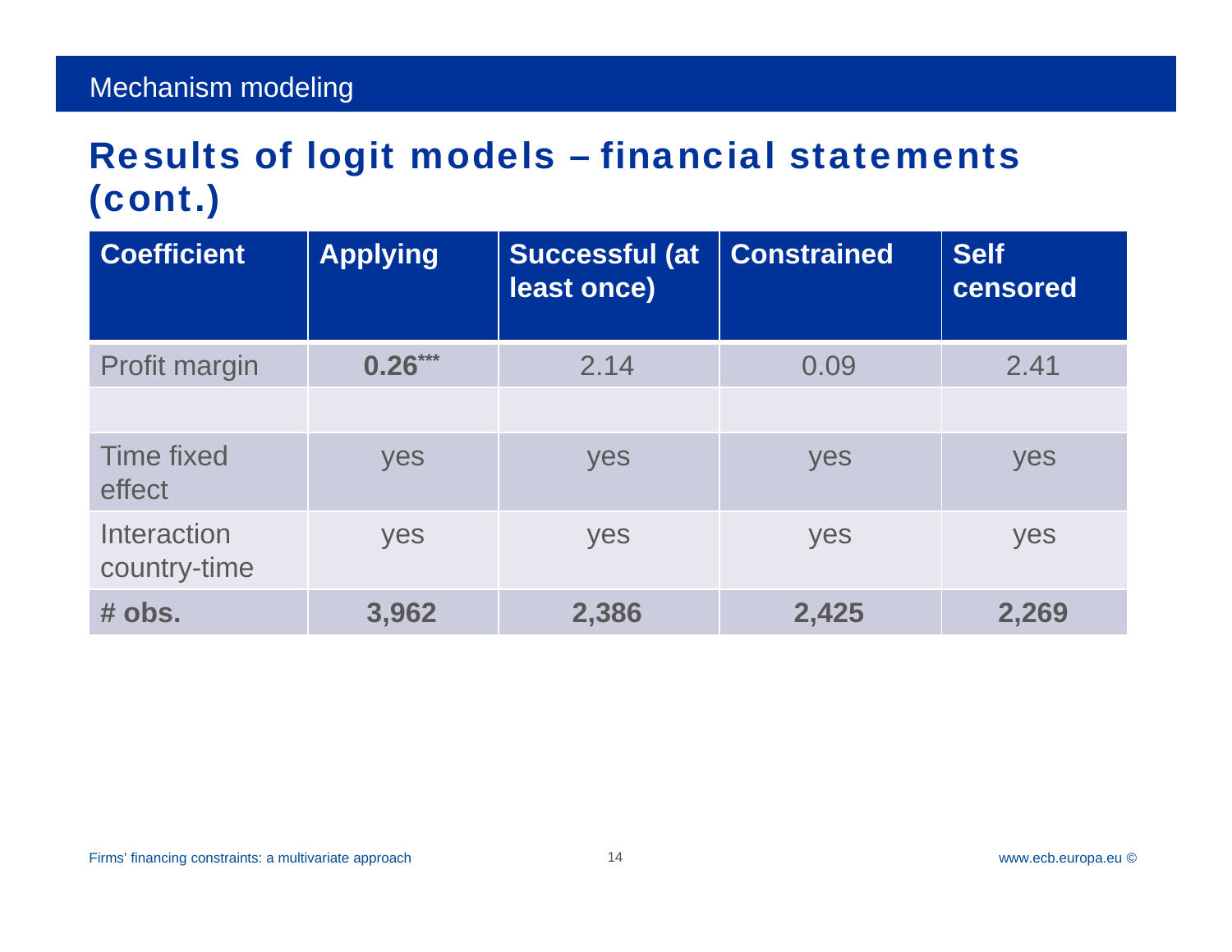## Mechanism modeling

# Results of logit models – financial statements (cont.)

| Coefficient | Applying | Successful (at least once) | Constrained | Self censored |
|---|---|---|---|---|
| Profit margin | **0.26*****  | 2.14 | 0.09 | 2.41 |
| | | | | |
| Time fixed effect | yes | yes | yes | yes |
| Interaction country-time | yes | yes | yes | yes |
| **# obs.** | **3,962** | **2,386** | **2,425** | **2,269** |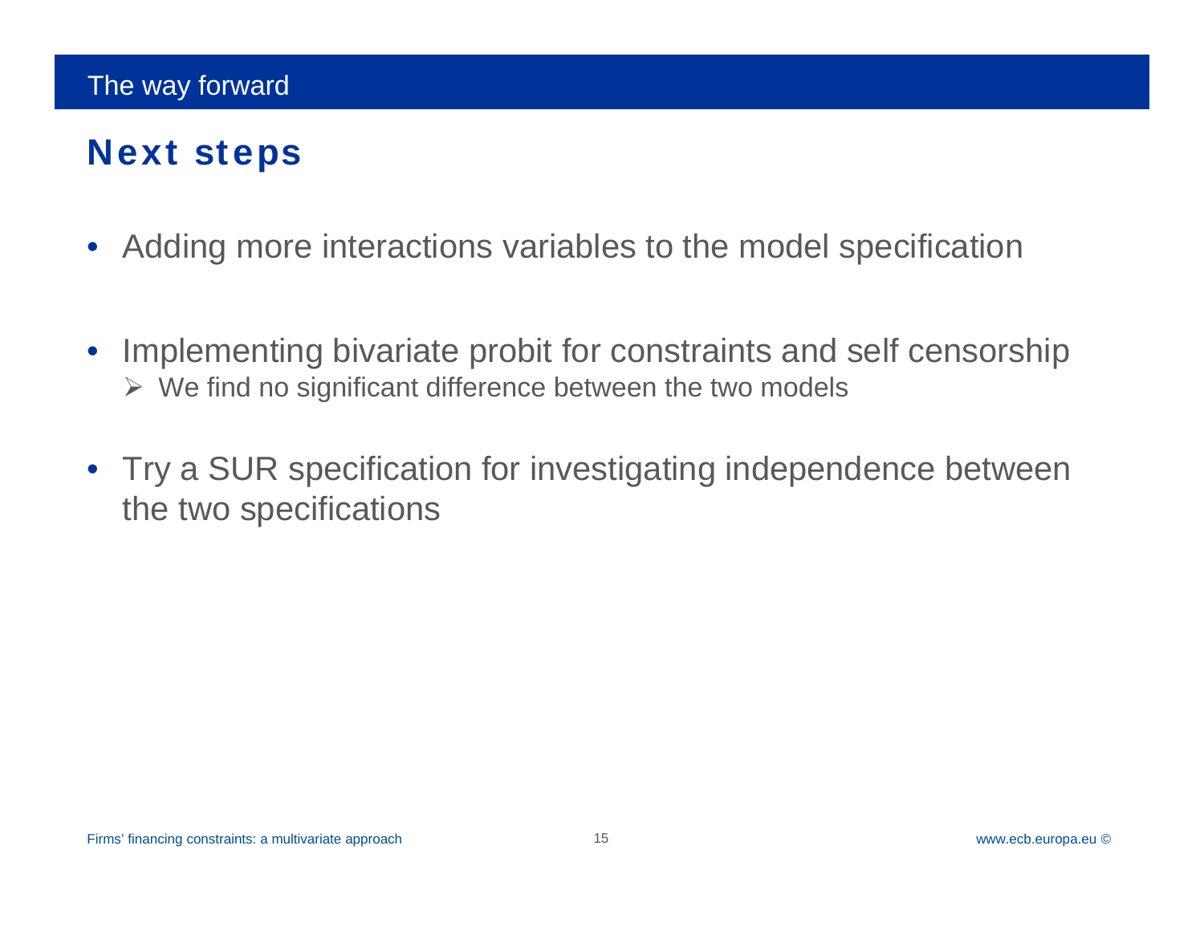## The way forward

# Next steps

- Adding more interactions variables to the model specification
- Implementing bivariate probit for constraints and self censorship
  - We find no significant difference between the two models
- Try a SUR specification for investigating independence between the two specifications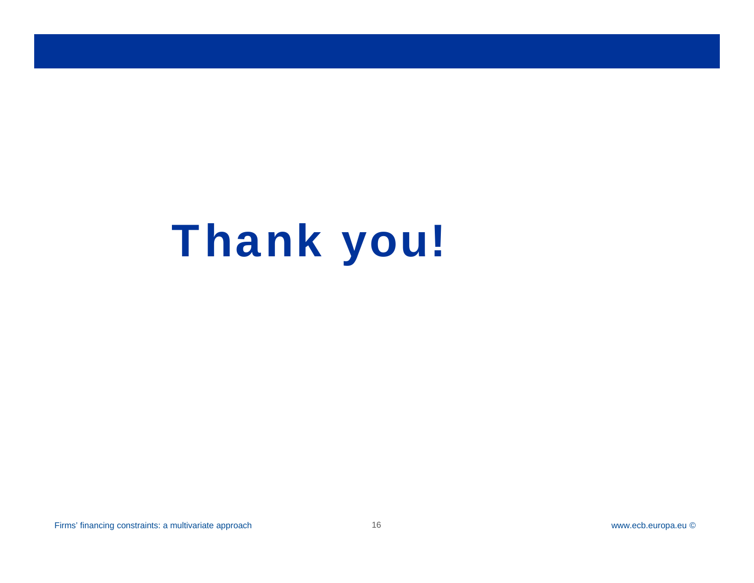# Thank you!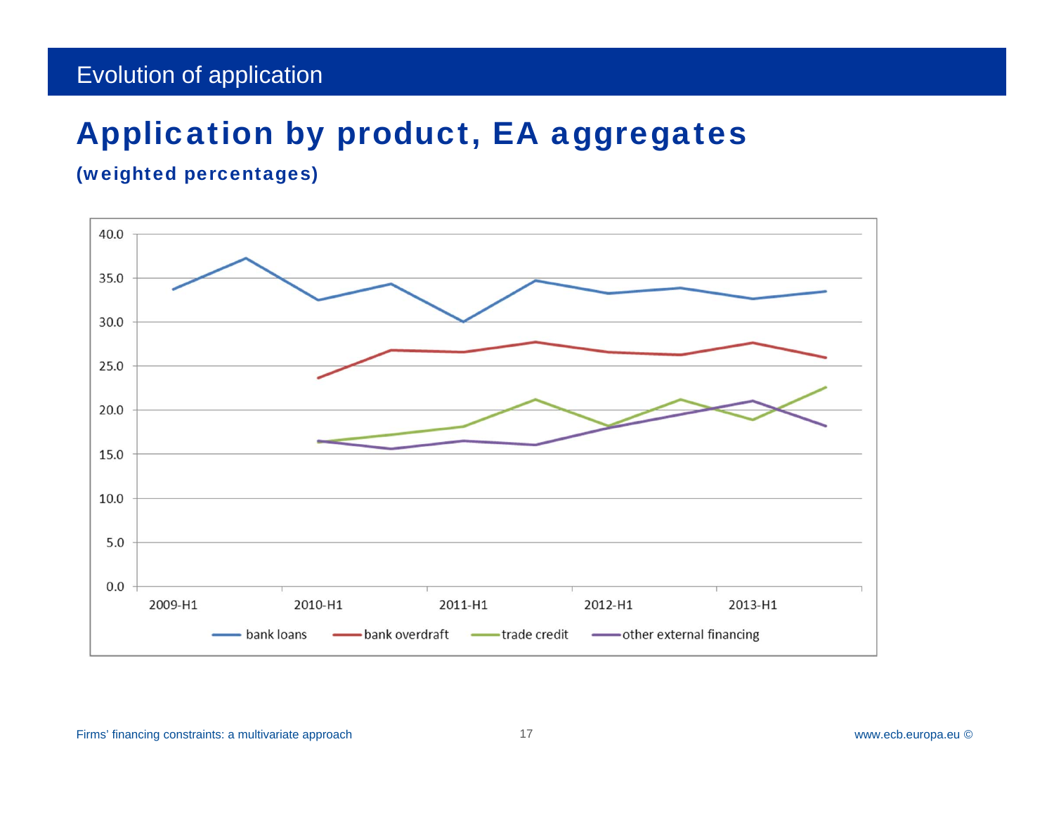Evolution of application

# Application by product, EA aggregates

**(weighted percentages)**

40.0
35.0
30.0
25.0
20.0
15.0
10.0
5.0
0.0

2009-H1 2010-H1 2011-H1 2012-H1 2013-H1

bank loans | bank overdraft | trade credit | other external financing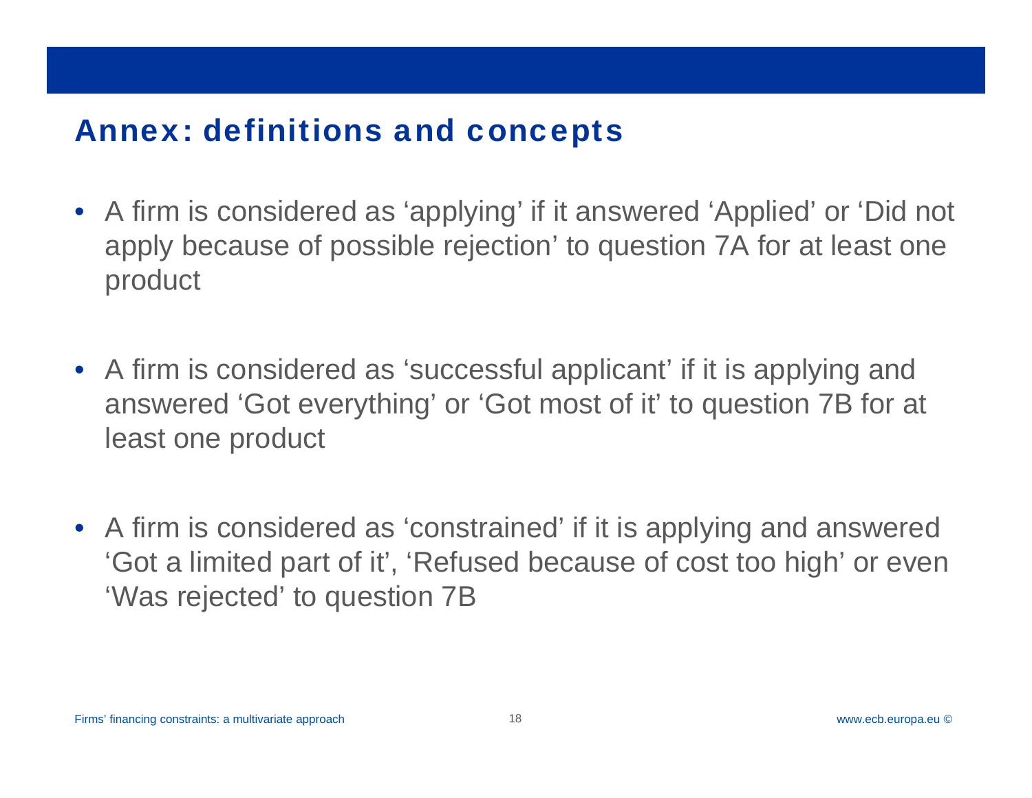## Annex: definitions and concepts

- A firm is considered as 'applying' if it answered 'Applied' or 'Did not apply because of possible rejection' to question 7A for at least one product

- A firm is considered as 'successful applicant' if it is applying and answered 'Got everything' or 'Got most of it' to question 7B for at least one product

- A firm is considered as 'constrained' if it is applying and answered 'Got a limited part of it', 'Refused because of cost too high' or even 'Was rejected' to question 7B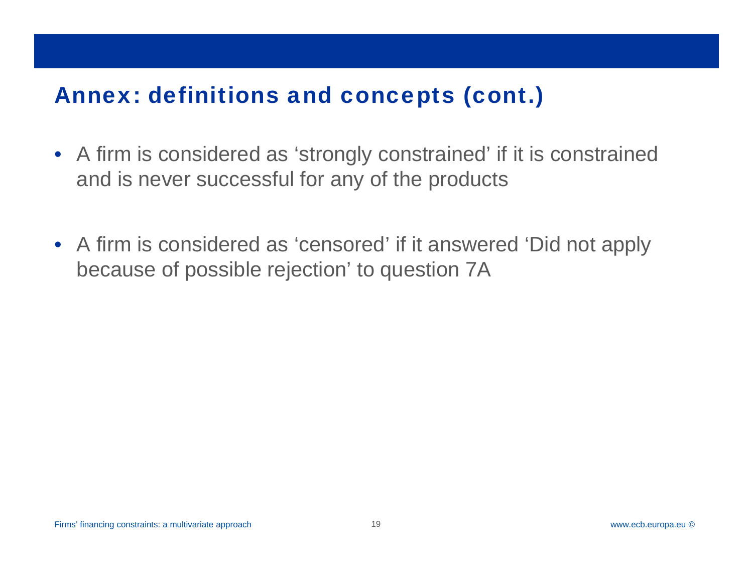## Annex: definitions and concepts (cont.)

- A firm is considered as ‘strongly constrained’ if it is constrained and is never successful for any of the products
- A firm is considered as ‘censored’ if it answered ‘Did not apply because of possible rejection’ to question 7A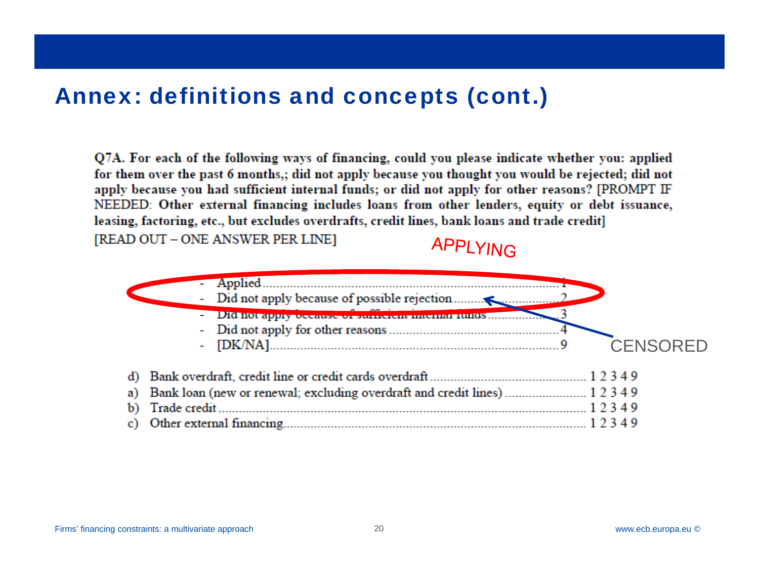## Annex: definitions and concepts (cont.)

**Q7A. For each of the following ways of financing, could you please indicate whether you: applied for them over the past 6 months,; did not apply because you thought you would be rejected; did not apply because you had sufficient internal funds; or did not apply for other reasons? [PROMPT IF NEEDED: Other external financing includes loans from other lenders, equity or debt issuance, leasing, factoring, etc., but excludes overdrafts, credit lines, bank loans and trade credit]**

[READ OUT – ONE ANSWER PER LINE]

APPLYING

- Applied .......................................................... 1
- Did not apply because of possible rejection .......... 2
- Did not apply because of sufficient internal funds .......... 3
- Did not apply for other reasons .......................... 4
- [DK/NA] .......................................................... 9

CENSORED

d) Bank overdraft, credit line or credit cards overdraft .......... 1 2 3 4 9
a) Bank loan (new or renewal; excluding overdraft and credit lines) .......... 1 2 3 4 9
b) Trade credit .......... 1 2 3 4 9
c) Other external financing .......... 1 2 3 4 9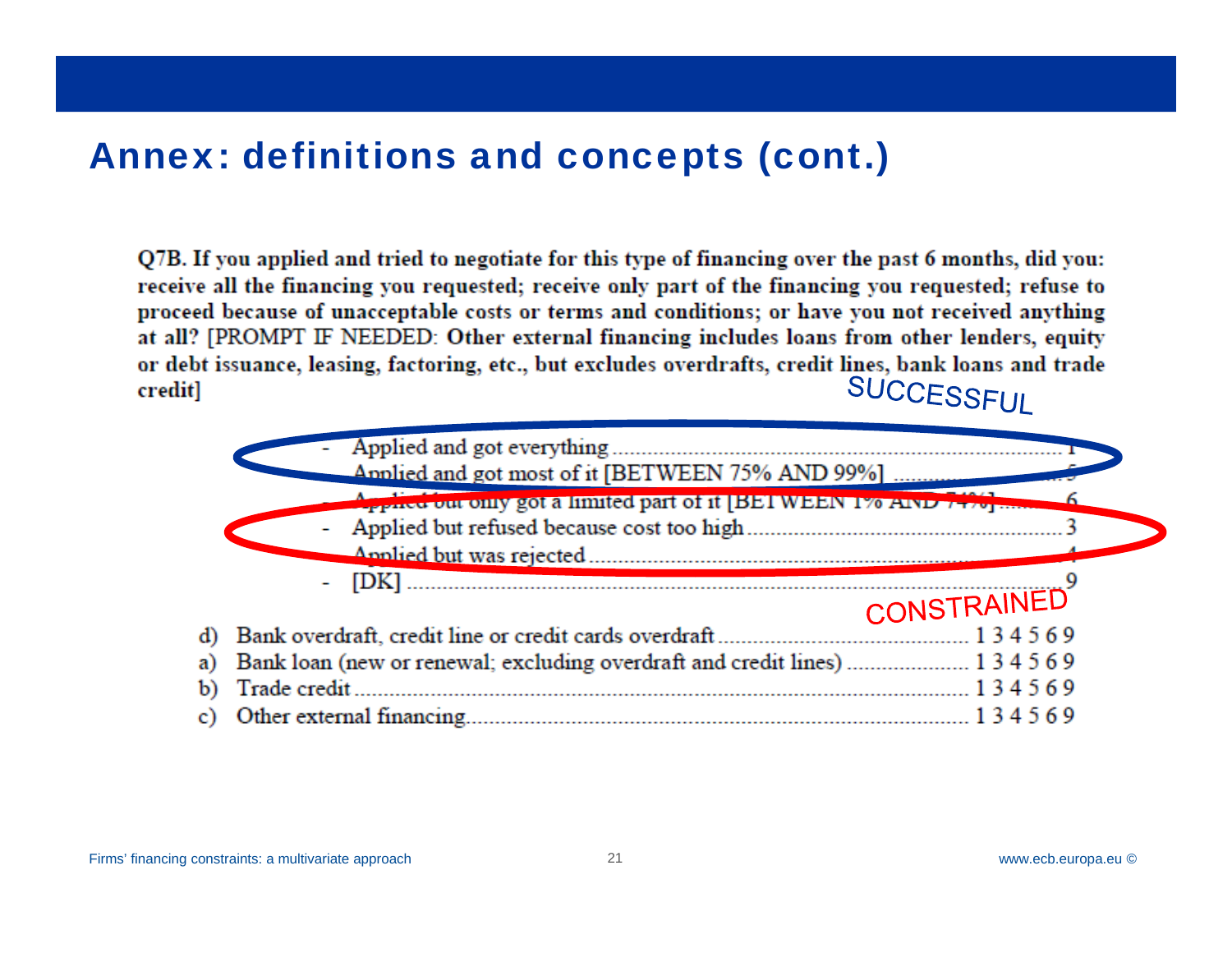# Annex: definitions and concepts (cont.)

**Q7B. If you applied and tried to negotiate for this type of financing over the past 6 months, did you: receive all the financing you requested; receive only part of the financing you requested; refuse to proceed because of unacceptable costs or terms and conditions; or have you not received anything at all? [PROMPT IF NEEDED: Other external financing includes loans from other lenders, equity or debt issuance, leasing, factoring, etc., but excludes overdrafts, credit lines, bank loans and trade credit]**

SUCCESSFUL

- Applied and got everything .................................................. 1
- Applied and got most of it [BETWEEN 75% AND 99%] .................. 5
- Applied but only got a limited part of it [BETWEEN 1% AND 74%] ....... 6
- Applied but refused because cost too high .................................. 3
- Applied but was rejected .............................................................. 4
- [DK] ........................................................................................ 9

CONSTRAINED

d) Bank overdraft, credit line or credit cards overdraft ........................ 1 3 4 5 6 9

a) Bank loan (new or renewal; excluding overdraft and credit lines) ........ 1 3 4 5 6 9

b) Trade credit ................................................................................. 1 3 4 5 6 9

c) Other external financing ............................................................... 1 3 4 5 6 9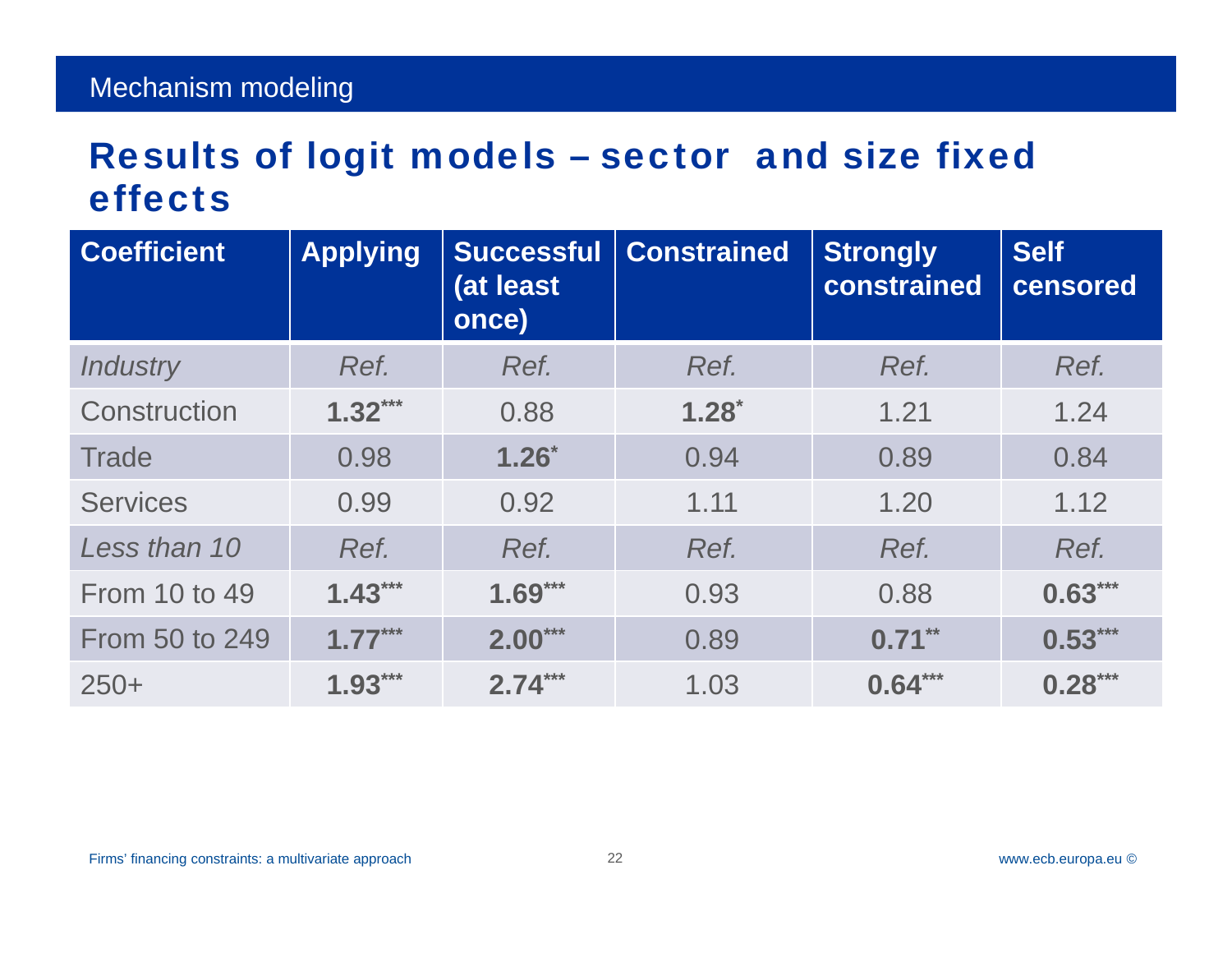Mechanism modeling

# Results of logit models – sector and size fixed effects

| Coefficient | Applying | Successful (at least once) | Constrained | Strongly constrained | Self censored |
|---|---|---|---|---|---|
| *Industry* | *Ref.* | *Ref.* | *Ref.* | *Ref.* | *Ref.* |
| Construction | **1.32*****| 0.88 | **1.28*** | 1.21 | 1.24 |
| Trade | 0.98 | **1.26*** | 0.94 | 0.89 | 0.84 |
| Services | 0.99 | 0.92 | 1.11 | 1.20 | 1.12 |
| *Less than 10* | *Ref.* | *Ref.* | *Ref.* | *Ref.* | *Ref.* |
| From 10 to 49 | **1.43***** | **1.69***** | 0.93 | 0.88 | **0.63***** |
| From 50 to 249 | **1.77***** | **2.00***** | 0.89 | **0.71**** | **0.53***** |
| 250+ | **1.93***** | **2.74***** | 1.03 | **0.64***** | **0.28***** |

Firms' financing constraints: a multivariate approach

www.ecb.europa.eu ©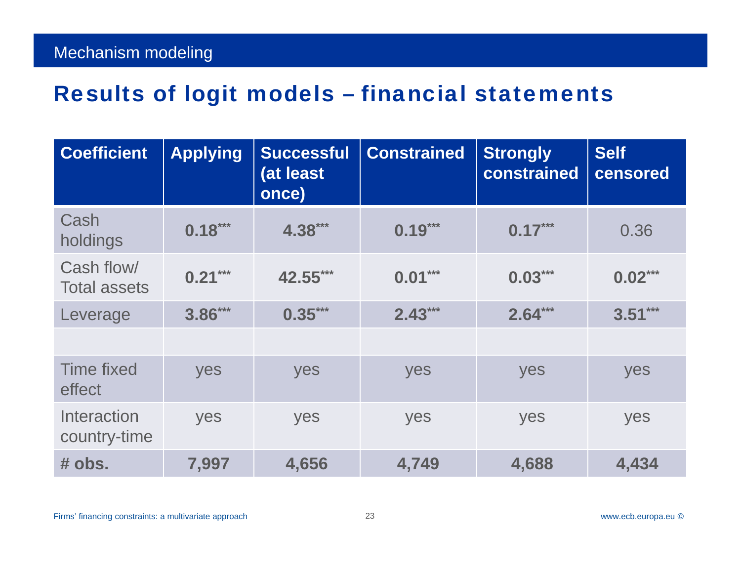Mechanism modeling

# Results of logit models – financial statements

| Coefficient | Applying | Successful (at least once) | Constrained | Strongly constrained | Self censored |
|---|---|---|---|---|---|
| Cash holdings | **0.18*** ** | **4.38*** ** | **0.19*** ** | **0.17*** ** | 0.36 |
| Cash flow/ Total assets | **0.21*** ** | **42.55*** ** | **0.01*** ** | **0.03*** ** | **0.02*** ** |
| Leverage | **3.86*** ** | **0.35*** ** | **2.43*** ** | **2.64*** ** | **3.51*** ** |
| | | | | | |
| Time fixed effect | yes | yes | yes | yes | yes |
| Interaction country-time | yes | yes | yes | yes | yes |
| **# obs.** | **7,997** | **4,656** | **4,749** | **4,688** | **4,434** |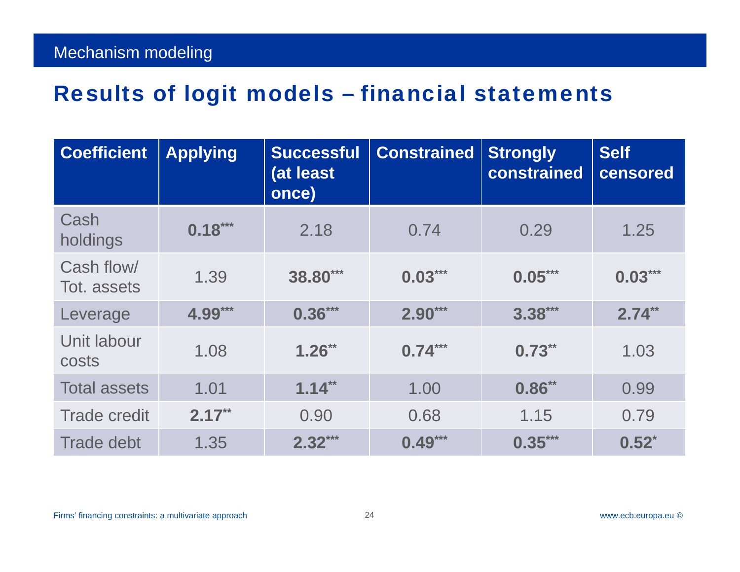Mechanism modeling

## Results of logit models – financial statements

| Coefficient | Applying | Successful (at least once) | Constrained | Strongly constrained | Self censored |
|---|---|---|---|---|---|
| Cash holdings | **0.18*** ** | 2.18 | 0.74 | 0.29 | 1.25 |
| Cash flow/ Tot. assets | 1.39 | **38.80*** ** | **0.03*** ** | **0.05*** ** | **0.03*** ** |
| Leverage | **4.99*** ** | **0.36*** ** | **2.90*** ** | **3.38*** ** | **2.74** ** |
| Unit labour costs | 1.08 | **1.26** ** | **0.74*** ** | **0.73** ** | 1.03 |
| Total assets | 1.01 | **1.14** ** | 1.00 | **0.86** ** | 0.99 |
| Trade credit | **2.17** ** | 0.90 | 0.68 | 1.15 | 0.79 |
| Trade debt | 1.35 | **2.32*** ** | **0.49*** ** | **0.35*** ** | **0.52* ** |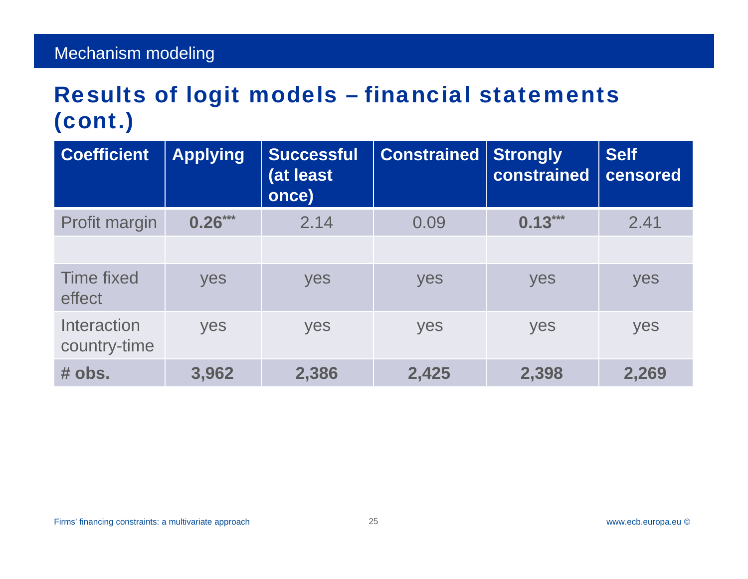## Mechanism modeling

# Results of logit models – financial statements (cont.)

| Coefficient | Applying | Successful (at least once) | Constrained | Strongly constrained | Self censored |
|---|---|---|---|---|---|
| Profit margin | **0.26*** | 2.14 | 0.09 | **0.13*** | 2.41 |
| | | | | | |
| Time fixed effect | yes | yes | yes | yes | yes |
| Interaction country-time | yes | yes | yes | yes | yes |
| **# obs.** | **3,962** | **2,386** | **2,425** | **2,398** | **2,269** |